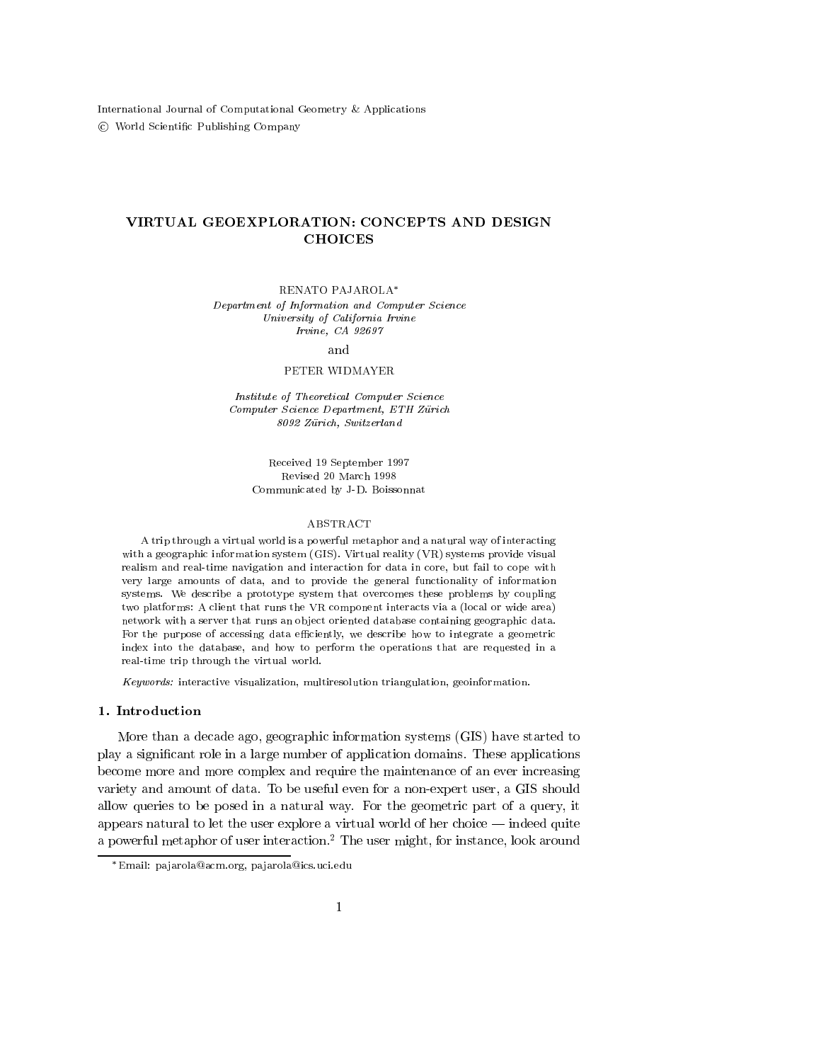International Journal of Computational Geometry & Applications
© World Scientific Publishing Company

# VIRTUAL GEOEXPLORATION: CONCEPTS AND DESIGN CHOICES

RENATO PAJAROLA*
*Department of Information and Computer Science*
*University of California Irvine*
*Irvine, CA 92697*

and

PETER WIDMAYER

*Institute of Theoretical Computer Science*
*Computer Science Department, ETH Zürich*
*8092 Zürich, Switzerland*

Received 19 September 1997
Revised 20 March 1998
Communicated by J-D. Boissonnat

## ABSTRACT

A trip through a virtual world is a powerful metaphor and a natural way of interacting with a geographic information system (GIS). Virtual reality (VR) systems provide visual realism and real-time navigation and interaction for data in core, but fail to cope with very large amounts of data, and to provide the general functionality of information systems. We describe a prototype system that overcomes these problems by coupling two platforms: A client that runs the VR component interacts via a (local or wide area) network with a server that runs an object oriented database containing geographic data. For the purpose of accessing data efficiently, we describe how to integrate a geometric index into the database, and how to perform the operations that are requested in a real-time trip through the virtual world.

*Keywords:* interactive visualization, multiresolution triangulation, geoinformation.

## 1. Introduction

More than a decade ago, geographic information systems (GIS) have started to play a significant role in a large number of application domains. These applications become more and more complex and require the maintenance of an ever increasing variety and amount of data. To be useful even for a non-expert user, a GIS should allow queries to be posed in a natural way. For the geometric part of a query, it appears natural to let the user explore a virtual world of her choice — indeed quite a powerful metaphor of user interaction.[2] The user might, for instance, look around

*Email: pajarola@acm.org, pajarola@ics.uci.edu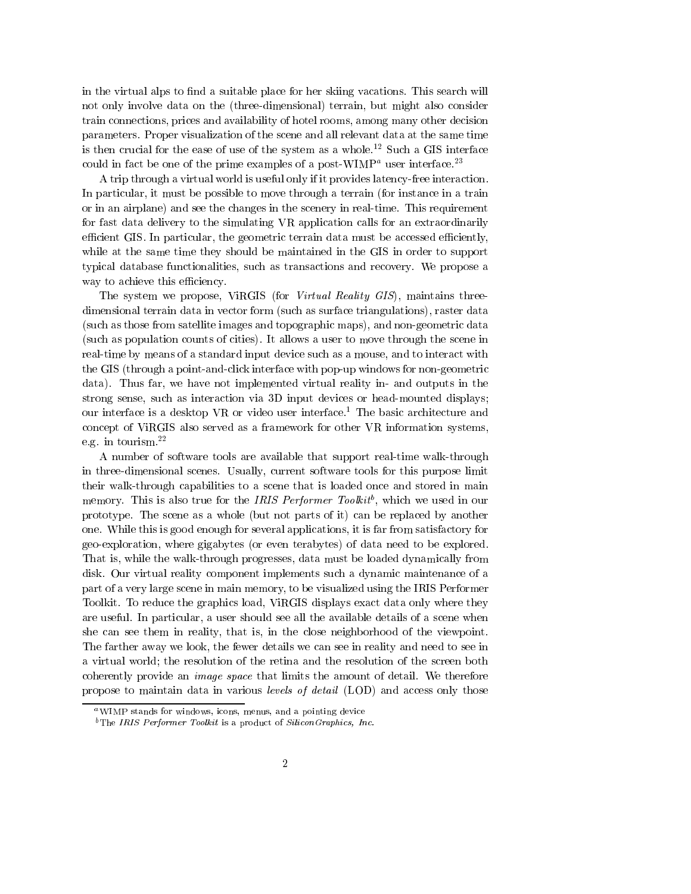in the virtual alps to find a suitable place for her skiing vacations. This search will not only involve data on the (three-dimensional) terrain, but might also consider train connections, prices and availability of hotel rooms, among many other decision parameters. Proper visualization of the scene and all relevant data at the same time is then crucial for the ease of use of the system as a whole.[12] Such a GIS interface could in fact be one of the prime examples of a post-WIMP[a] user interface.[23]

A trip through a virtual world is useful only if it provides latency-free interaction. In particular, it must be possible to move through a terrain (for instance in a train or in an airplane) and see the changes in the scenery in real-time. This requirement for fast data delivery to the simulating VR application calls for an extraordinarily efficient GIS. In particular, the geometric terrain data must be accessed efficiently, while at the same time they should be maintained in the GIS in order to support typical database functionalities, such as transactions and recovery. We propose a way to achieve this efficiency.

The system we propose, ViRGIS (for *Virtual Reality GIS*), maintains three-dimensional terrain data in vector form (such as surface triangulations), raster data (such as those from satellite images and topographic maps), and non-geometric data (such as population counts of cities). It allows a user to move through the scene in real-time by means of a standard input device such as a mouse, and to interact with the GIS (through a point-and-click interface with pop-up windows for non-geometric data). Thus far, we have not implemented virtual reality in- and outputs in the strong sense, such as interaction via 3D input devices or head-mounted displays; our interface is a desktop VR or video user interface.[1] The basic architecture and concept of ViRGIS also served as a framework for other VR information systems, e.g. in tourism.[22]

A number of software tools are available that support real-time walk-through in three-dimensional scenes. Usually, current software tools for this purpose limit their walk-through capabilities to a scene that is loaded once and stored in main memory. This is also true for the *IRIS Performer Toolkit*[b], which we used in our prototype. The scene as a whole (but not parts of it) can be replaced by another one. While this is good enough for several applications, it is far from satisfactory for geo-exploration, where gigabytes (or even terabytes) of data need to be explored. That is, while the walk-through progresses, data must be loaded dynamically from disk. Our virtual reality component implements such a dynamic maintenance of a part of a very large scene in main memory, to be visualized using the IRIS Performer Toolkit. To reduce the graphics load, ViRGIS displays exact data only where they are useful. In particular, a user should see all the available details of a scene when she can see them in reality, that is, in the close neighborhood of the viewpoint. The farther away we look, the fewer details we can see in reality and need to see in a virtual world; the resolution of the retina and the resolution of the screen both coherently provide an *image space* that limits the amount of detail. We therefore propose to maintain data in various *levels of detail* (LOD) and access only those

[a] WIMP stands for windows, icons, menus, and a pointing device

[b] The *IRIS Performer Toolkit* is a product of *SiliconGraphics, Inc.*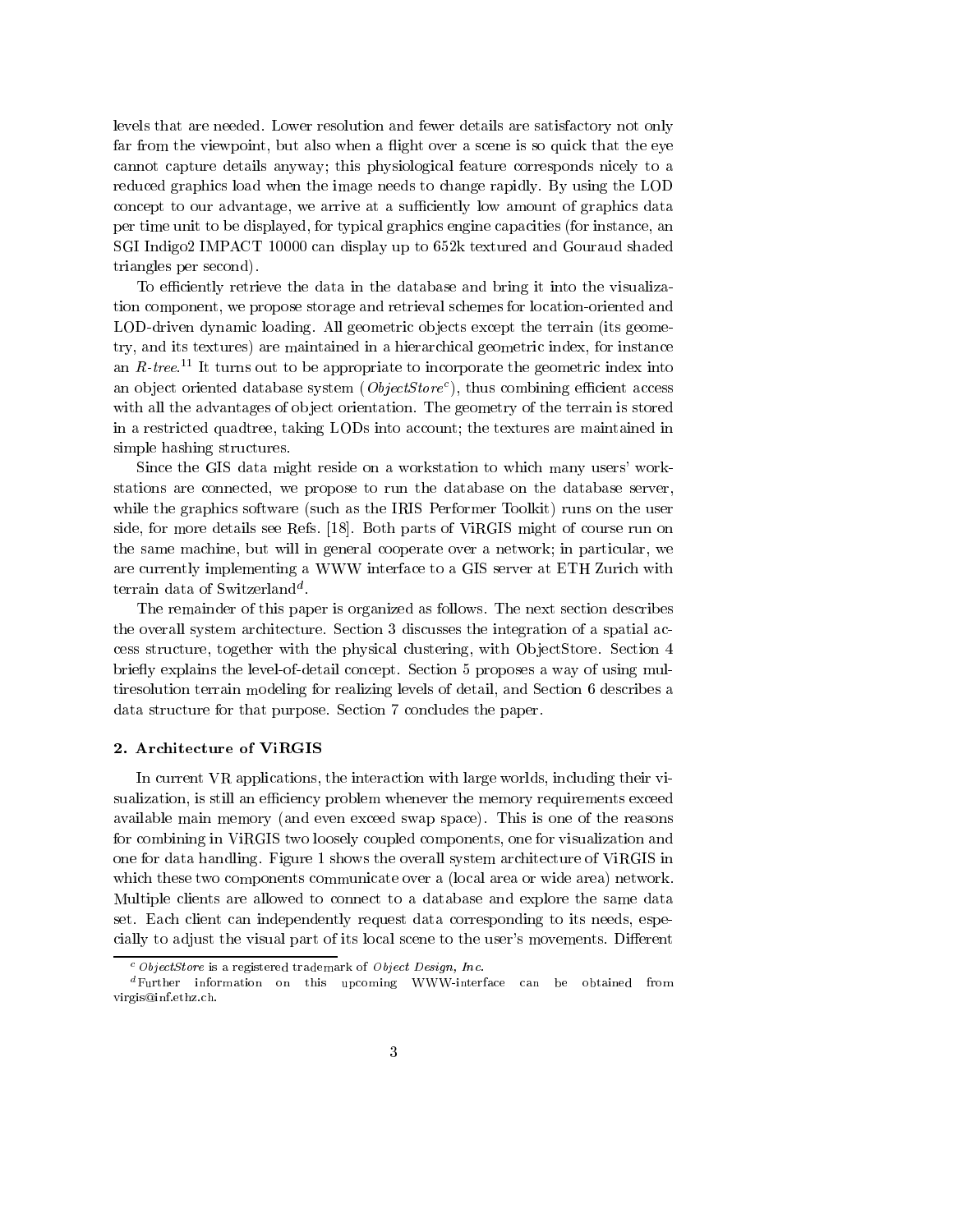levels that are needed. Lower resolution and fewer details are satisfactory not only far from the viewpoint, but also when a flight over a scene is so quick that the eye cannot capture details anyway; this physiological feature corresponds nicely to a reduced graphics load when the image needs to change rapidly. By using the LOD concept to our advantage, we arrive at a sufficiently low amount of graphics data per time unit to be displayed, for typical graphics engine capacities (for instance, an SGI Indigo2 IMPACT 10000 can display up to 652k textured and Gouraud shaded triangles per second).

To efficiently retrieve the data in the database and bring it into the visualization component, we propose storage and retrieval schemes for location-oriented and LOD-driven dynamic loading. All geometric objects except the terrain (its geometry, and its textures) are maintained in a hierarchical geometric index, for instance an *R-tree*.[11] It turns out to be appropriate to incorporate the geometric index into an object oriented database system (*ObjectStore*[c]), thus combining efficient access with all the advantages of object orientation. The geometry of the terrain is stored in a restricted quadtree, taking LODs into account; the textures are maintained in simple hashing structures.

Since the GIS data might reside on a workstation to which many users' workstations are connected, we propose to run the database on the database server, while the graphics software (such as the IRIS Performer Toolkit) runs on the user side, for more details see Refs. [18]. Both parts of ViRGIS might of course run on the same machine, but will in general cooperate over a network; in particular, we are currently implementing a WWW interface to a GIS server at ETH Zurich with terrain data of Switzerland[d].

The remainder of this paper is organized as follows. The next section describes the overall system architecture. Section 3 discusses the integration of a spatial access structure, together with the physical clustering, with ObjectStore. Section 4 briefly explains the level-of-detail concept. Section 5 proposes a way of using multiresolution terrain modeling for realizing levels of detail, and Section 6 describes a data structure for that purpose. Section 7 concludes the paper.

## 2. Architecture of ViRGIS

In current VR applications, the interaction with large worlds, including their visualization, is still an efficiency problem whenever the memory requirements exceed available main memory (and even exceed swap space). This is one of the reasons for combining in ViRGIS two loosely coupled components, one for visualization and one for data handling. Figure 1 shows the overall system architecture of ViRGIS in which these two components communicate over a (local area or wide area) network. Multiple clients are allowed to connect to a database and explore the same data set. Each client can independently request data corresponding to its needs, especially to adjust the visual part of its local scene to the user's movements. Different

[c] *ObjectStore* is a registered trademark of *Object Design, Inc.*

[d] Further information on this upcoming WWW-interface can be obtained from virgis@inf.ethz.ch.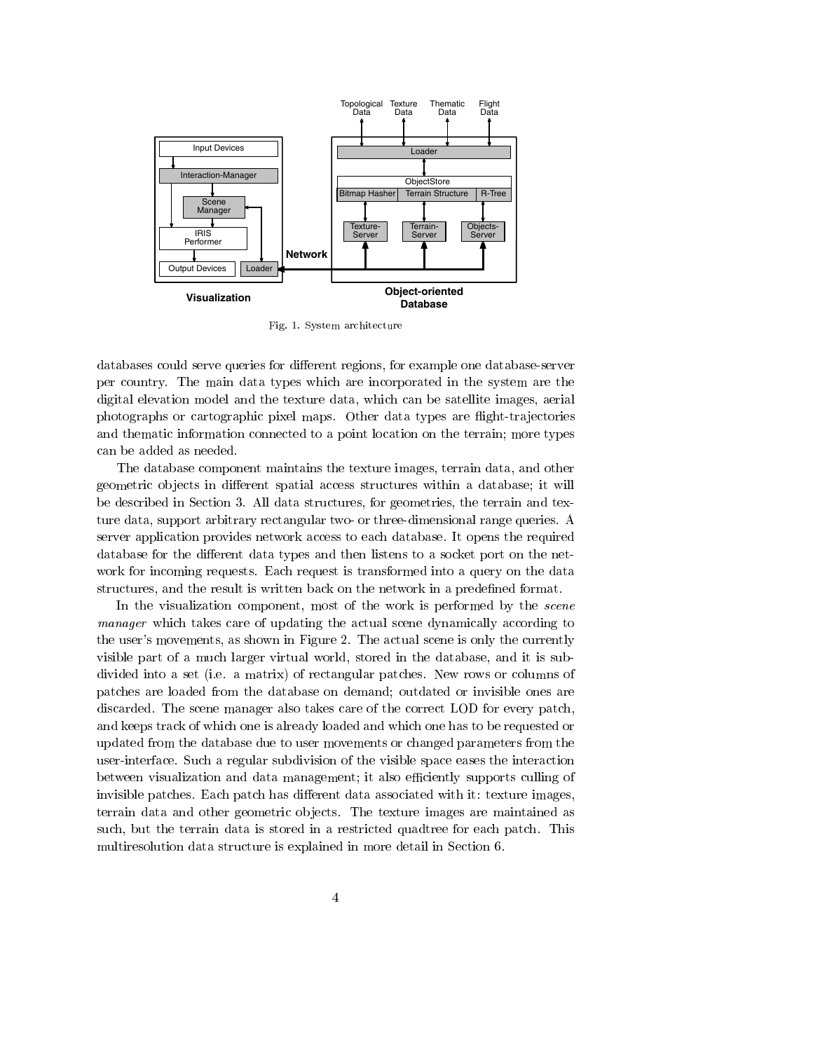Fig. 1. System architecture

databases could serve queries for different regions, for example one database-server per country. The main data types which are incorporated in the system are the digital elevation model and the texture data, which can be satellite images, aerial photographs or cartographic pixel maps. Other data types are flight-trajectories and thematic information connected to a point location on the terrain; more types can be added as needed.

The database component maintains the texture images, terrain data, and other geometric objects in different spatial access structures within a database; it will be described in Section 3. All data structures, for geometries, the terrain and texture data, support arbitrary rectangular two- or three-dimensional range queries. A server application provides network access to each database. It opens the required database for the different data types and then listens to a socket port on the network for incoming requests. Each request is transformed into a query on the data structures, and the result is written back on the network in a predefined format.

In the visualization component, most of the work is performed by the *scene manager* which takes care of updating the actual scene dynamically according to the user's movements, as shown in Figure 2. The actual scene is only the currently visible part of a much larger virtual world, stored in the database, and it is subdivided into a set (i.e. a matrix) of rectangular patches. New rows or columns of patches are loaded from the database on demand; outdated or invisible ones are discarded. The scene manager also takes care of the correct LOD for every patch, and keeps track of which one is already loaded and which one has to be requested or updated from the database due to user movements or changed parameters from the user-interface. Such a regular subdivision of the visible space eases the interaction between visualization and data management; it also efficiently supports culling of invisible patches. Each patch has different data associated with it: texture images, terrain data and other geometric objects. The texture images are maintained as such, but the terrain data is stored in a restricted quadtree for each patch. This multiresolution data structure is explained in more detail in Section 6.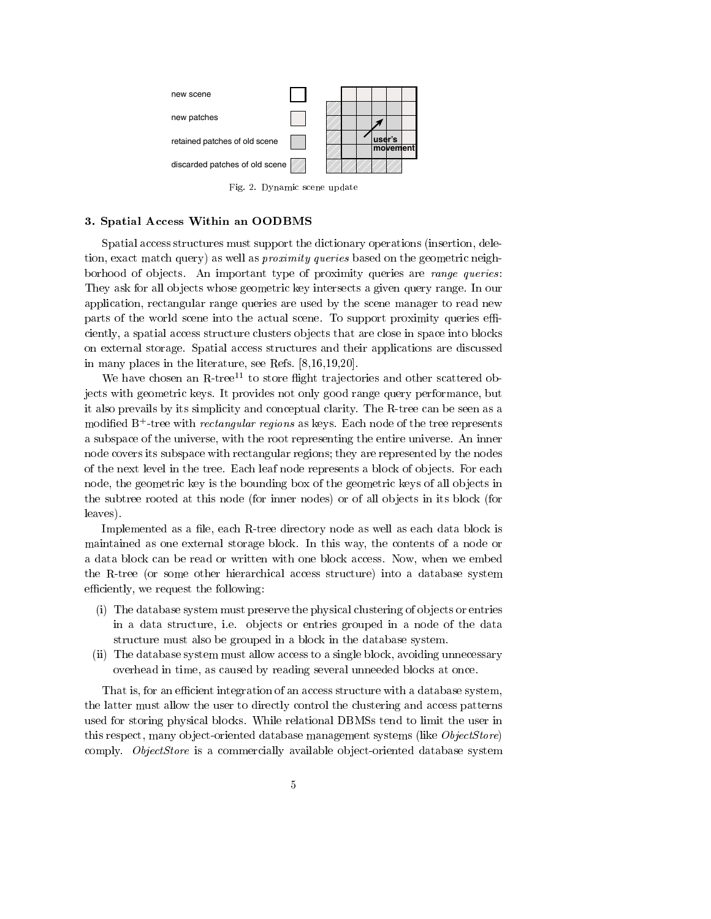new scene

new patches

retained patches of old scene

discarded patches of old scene

user's movement

Fig. 2. Dynamic scene update

### 3. Spatial Access Within an OODBMS

Spatial access structures must support the dictionary operations (insertion, deletion, exact match query) as well as *proximity queries* based on the geometric neighborhood of objects. An important type of proximity queries are *range queries*: They ask for all objects whose geometric key intersects a given query range. In our application, rectangular range queries are used by the scene manager to read new parts of the world scene into the actual scene. To support proximity queries efficiently, a spatial access structure clusters objects that are close in space into blocks on external storage. Spatial access structures and their applications are discussed in many places in the literature, see Refs. [8,16,19,20].

We have chosen an R-tree[11] to store flight trajectories and other scattered objects with geometric keys. It provides not only good range query performance, but it also prevails by its simplicity and conceptual clarity. The R-tree can be seen as a modified B$^+$-tree with *rectangular regions* as keys. Each node of the tree represents a subspace of the universe, with the root representing the entire universe. An inner node covers its subspace with rectangular regions; they are represented by the nodes of the next level in the tree. Each leaf node represents a block of objects. For each node, the geometric key is the bounding box of the geometric keys of all objects in the subtree rooted at this node (for inner nodes) or of all objects in its block (for leaves).

Implemented as a file, each R-tree directory node as well as each data block is maintained as one external storage block. In this way, the contents of a node or a data block can be read or written with one block access. Now, when we embed the R-tree (or some other hierarchical access structure) into a database system efficiently, we request the following:

(i) The database system must preserve the physical clustering of objects or entries in a data structure, i.e. objects or entries grouped in a node of the data structure must also be grouped in a block in the database system.

(ii) The database system must allow access to a single block, avoiding unnecessary overhead in time, as caused by reading several unneeded blocks at once.

That is, for an efficient integration of an access structure with a database system, the latter must allow the user to directly control the clustering and access patterns used for storing physical blocks. While relational DBMSs tend to limit the user in this respect, many object-oriented database management systems (like *ObjectStore*) comply. *ObjectStore* is a commercially available object-oriented database system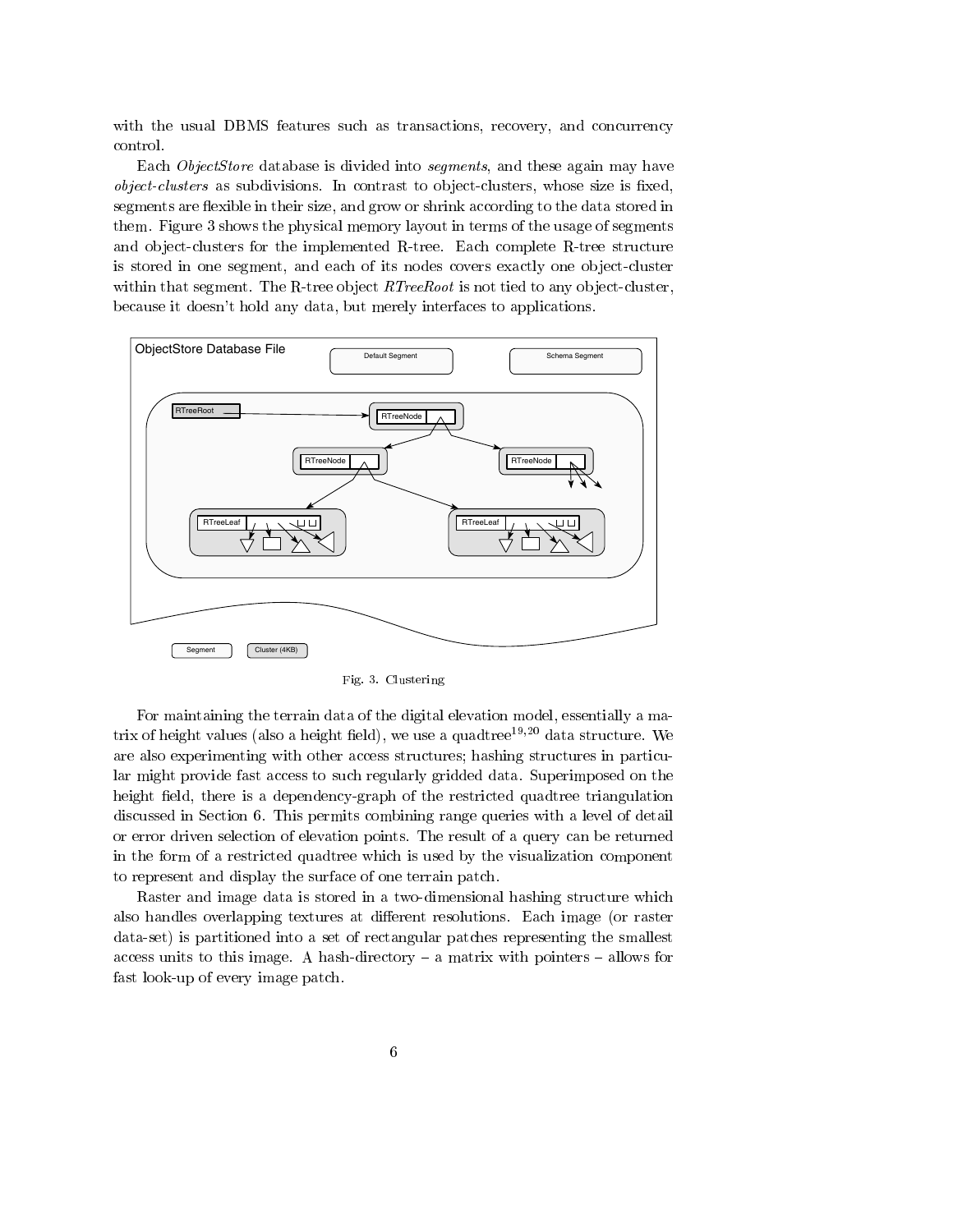with the usual DBMS features such as transactions, recovery, and concurrency control.

Each *ObjectStore* database is divided into *segments*, and these again may have *object-clusters* as subdivisions. In contrast to object-clusters, whose size is fixed, segments are flexible in their size, and grow or shrink according to the data stored in them. Figure 3 shows the physical memory layout in terms of the usage of segments and object-clusters for the implemented R-tree. Each complete R-tree structure is stored in one segment, and each of its nodes covers exactly one object-cluster within that segment. The R-tree object *RTreeRoot* is not tied to any object-cluster, because it doesn't hold any data, but merely interfaces to applications.

Fig. 3. Clustering

For maintaining the terrain data of the digital elevation model, essentially a matrix of height values (also a height field), we use a quadtree[19,20] data structure. We are also experimenting with other access structures; hashing structures in particular might provide fast access to such regularly gridded data. Superimposed on the height field, there is a dependency-graph of the restricted quadtree triangulation discussed in Section 6. This permits combining range queries with a level of detail or error driven selection of elevation points. The result of a query can be returned in the form of a restricted quadtree which is used by the visualization component to represent and display the surface of one terrain patch.

Raster and image data is stored in a two-dimensional hashing structure which also handles overlapping textures at different resolutions. Each image (or raster data-set) is partitioned into a set of rectangular patches representing the smallest access units to this image. A hash-directory – a matrix with pointers – allows for fast look-up of every image patch.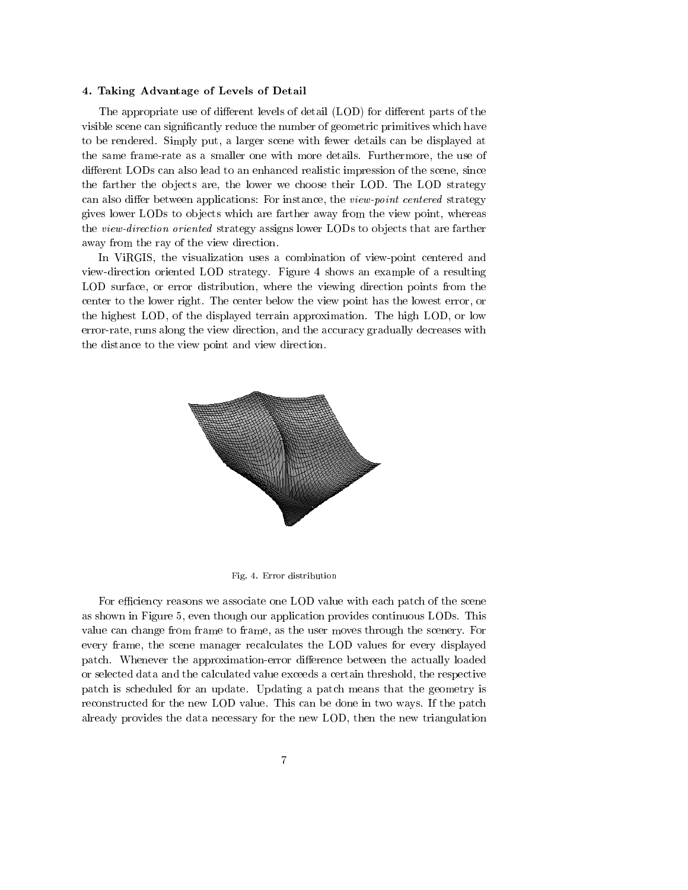### 4. Taking Advantage of Levels of Detail

The appropriate use of different levels of detail (LOD) for different parts of the visible scene can significantly reduce the number of geometric primitives which have to be rendered. Simply put, a larger scene with fewer details can be displayed at the same frame-rate as a smaller one with more details. Furthermore, the use of different LODs can also lead to an enhanced realistic impression of the scene, since the farther the objects are, the lower we choose their LOD. The LOD strategy can also differ between applications: For instance, the *view-point centered* strategy gives lower LODs to objects which are farther away from the view point, whereas the *view-direction oriented* strategy assigns lower LODs to objects that are farther away from the ray of the view direction.

In ViRGIS, the visualization uses a combination of view-point centered and view-direction oriented LOD strategy. Figure 4 shows an example of a resulting LOD surface, or error distribution, where the viewing direction points from the center to the lower right. The center below the view point has the lowest error, or the highest LOD, of the displayed terrain approximation. The high LOD, or low error-rate, runs along the view direction, and the accuracy gradually decreases with the distance to the view point and view direction.

Fig. 4. Error distribution

For efficiency reasons we associate one LOD value with each patch of the scene as shown in Figure 5, even though our application provides continuous LODs. This value can change from frame to frame, as the user moves through the scenery. For every frame, the scene manager recalculates the LOD values for every displayed patch. Whenever the approximation-error difference between the actually loaded or selected data and the calculated value exceeds a certain threshold, the respective patch is scheduled for an update. Updating a patch means that the geometry is reconstructed for the new LOD value. This can be done in two ways. If the patch already provides the data necessary for the new LOD, then the new triangulation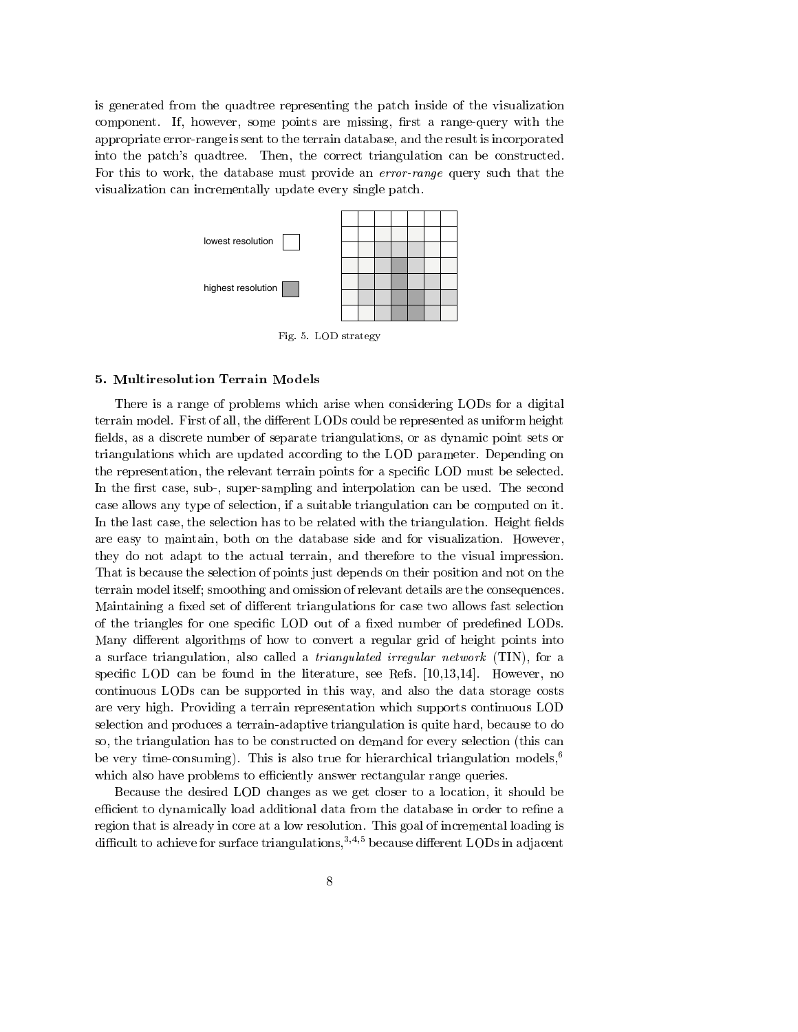is generated from the quadtree representing the patch inside of the visualization component. If, however, some points are missing, first a range-query with the appropriate error-range is sent to the terrain database, and the result is incorporated into the patch's quadtree. Then, the correct triangulation can be constructed. For this to work, the database must provide an *error-range* query such that the visualization can incrementally update every single patch.

lowest resolution

highest resolution

Fig. 5. LOD strategy

## 5. Multiresolution Terrain Models

There is a range of problems which arise when considering LODs for a digital terrain model. First of all, the different LODs could be represented as uniform height fields, as a discrete number of separate triangulations, or as dynamic point sets or triangulations which are updated according to the LOD parameter. Depending on the representation, the relevant terrain points for a specific LOD must be selected. In the first case, sub-, super-sampling and interpolation can be used. The second case allows any type of selection, if a suitable triangulation can be computed on it. In the last case, the selection has to be related with the triangulation. Height fields are easy to maintain, both on the database side and for visualization. However, they do not adapt to the actual terrain, and therefore to the visual impression. That is because the selection of points just depends on their position and not on the terrain model itself; smoothing and omission of relevant details are the consequences. Maintaining a fixed set of different triangulations for case two allows fast selection of the triangles for one specific LOD out of a fixed number of predefined LODs. Many different algorithms of how to convert a regular grid of height points into a surface triangulation, also called a *triangulated irregular network* (TIN), for a specific LOD can be found in the literature, see Refs. [10,13,14]. However, no continuous LODs can be supported in this way, and also the data storage costs are very high. Providing a terrain representation which supports continuous LOD selection and produces a terrain-adaptive triangulation is quite hard, because to do so, the triangulation has to be constructed on demand for every selection (this can be very time-consuming). This is also true for hierarchical triangulation models,[6] which also have problems to efficiently answer rectangular range queries.

Because the desired LOD changes as we get closer to a location, it should be efficient to dynamically load additional data from the database in order to refine a region that is already in core at a low resolution. This goal of incremental loading is difficult to achieve for surface triangulations,[3,4,5] because different LODs in adjacent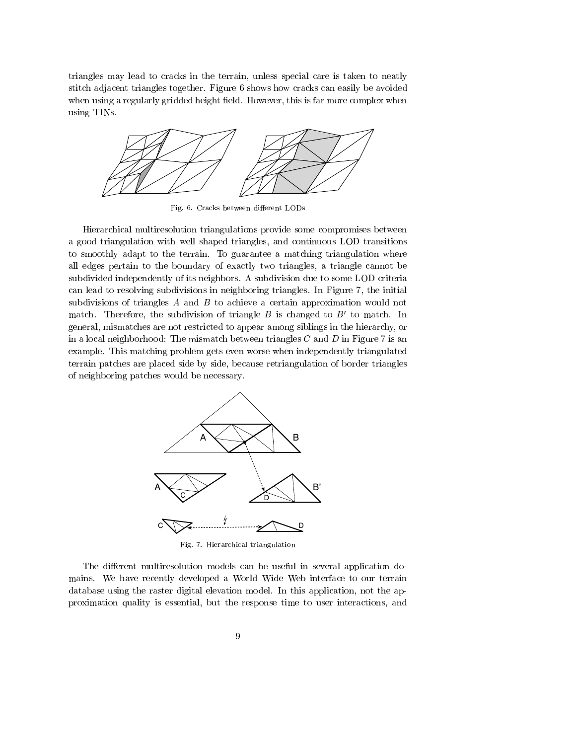triangles may lead to cracks in the terrain, unless special care is taken to neatly stitch adjacent triangles together. Figure 6 shows how cracks can easily be avoided when using a regularly gridded height field. However, this is far more complex when using TINs.

Fig. 6. Cracks between different LODs

Hierarchical multiresolution triangulations provide some compromises between a good triangulation with well shaped triangles, and continuous LOD transitions to smoothly adapt to the terrain. To guarantee a matching triangulation where all edges pertain to the boundary of exactly two triangles, a triangle cannot be subdivided independently of its neighbors. A subdivision due to some LOD criteria can lead to resolving subdivisions in neighboring triangles. In Figure 7, the initial subdivisions of triangles $A$ and $B$ to achieve a certain approximation would not match. Therefore, the subdivision of triangle $B$ is changed to $B'$ to match. In general, mismatches are not restricted to appear among siblings in the hierarchy, or in a local neighborhood: The mismatch between triangles $C$ and $D$ in Figure 7 is an example. This matching problem gets even worse when independently triangulated terrain patches are placed side by side, because retriangulation of border triangles of neighboring patches would be necessary.

Fig. 7. Hierarchical triangulation

The different multiresolution models can be useful in several application domains. We have recently developed a World Wide Web interface to our terrain database using the raster digital elevation model. In this application, not the approximation quality is essential, but the response time to user interactions, and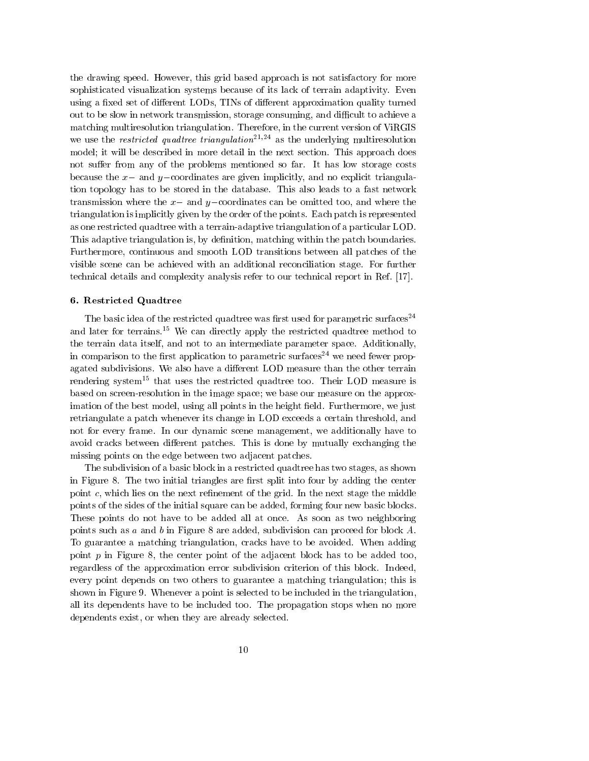the drawing speed. However, this grid based approach is not satisfactory for more sophisticated visualization systems because of its lack of terrain adaptivity. Even using a fixed set of different LODs, TINs of different approximation quality turned out to be slow in network transmission, storage consuming, and difficult to achieve a matching multiresolution triangulation. Therefore, in the current version of ViRGIS we use the *restricted quadtree triangulation*[21,24] as the underlying multiresolution model; it will be described in more detail in the next section. This approach does not suffer from any of the problems mentioned so far. It has low storage costs because the $x-$ and $y-$coordinates are given implicitly, and no explicit triangulation topology has to be stored in the database. This also leads to a fast network transmission where the $x-$ and $y-$coordinates can be omitted too, and where the triangulation is implicitly given by the order of the points. Each patch is represented as one restricted quadtree with a terrain-adaptive triangulation of a particular LOD. This adaptive triangulation is, by definition, matching within the patch boundaries. Furthermore, continuous and smooth LOD transitions between all patches of the visible scene can be achieved with an additional reconciliation stage. For further technical details and complexity analysis refer to our technical report in Ref. [17].

## 6. Restricted Quadtree

The basic idea of the restricted quadtree was first used for parametric surfaces[24] and later for terrains.[15] We can directly apply the restricted quadtree method to the terrain data itself, and not to an intermediate parameter space. Additionally, in comparison to the first application to parametric surfaces[24] we need fewer propagated subdivisions. We also have a different LOD measure than the other terrain rendering system[15] that uses the restricted quadtree too. Their LOD measure is based on screen-resolution in the image space; we base our measure on the approximation of the best model, using all points in the height field. Furthermore, we just retriangulate a patch whenever its change in LOD exceeds a certain threshold, and not for every frame. In our dynamic scene management, we additionally have to avoid cracks between different patches. This is done by mutually exchanging the missing points on the edge between two adjacent patches.

The subdivision of a basic block in a restricted quadtree has two stages, as shown in Figure 8. The two initial triangles are first split into four by adding the center point $c$, which lies on the next refinement of the grid. In the next stage the middle points of the sides of the initial square can be added, forming four new basic blocks. These points do not have to be added all at once. As soon as two neighboring points such as $a$ and $b$ in Figure 8 are added, subdivision can proceed for block $A$. To guarantee a matching triangulation, cracks have to be avoided. When adding point $p$ in Figure 8, the center point of the adjacent block has to be added too, regardless of the approximation error subdivision criterion of this block. Indeed, every point depends on two others to guarantee a matching triangulation; this is shown in Figure 9. Whenever a point is selected to be included in the triangulation, all its dependents have to be included too. The propagation stops when no more dependents exist, or when they are already selected.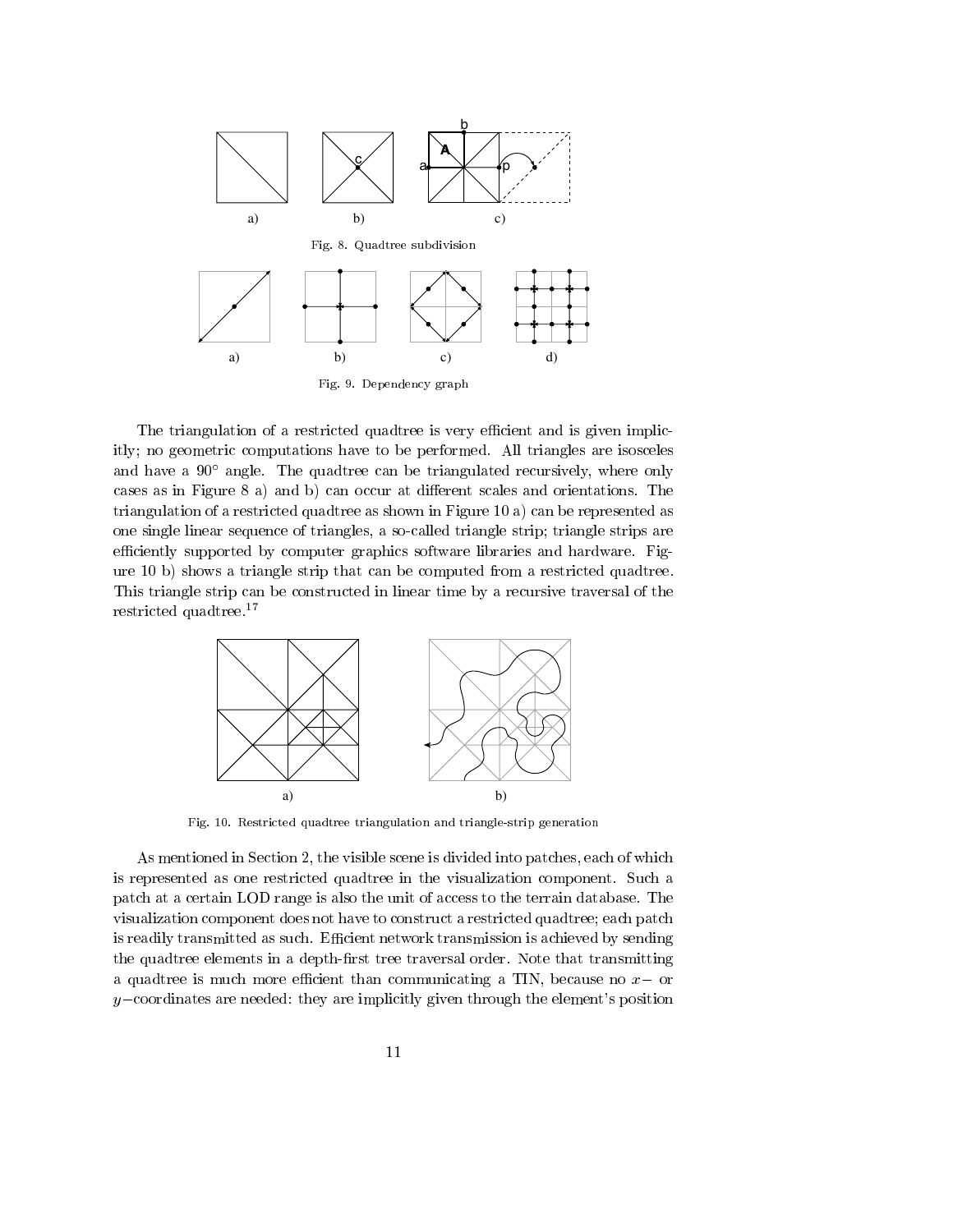a) b) c)

Fig. 8. Quadtree subdivision

a) b) c) d)

Fig. 9. Dependency graph

The triangulation of a restricted quadtree is very efficient and is given implicitly; no geometric computations have to be performed. All triangles are isosceles and have a 90° angle. The quadtree can be triangulated recursively, where only cases as in Figure 8 a) and b) can occur at different scales and orientations. The triangulation of a restricted quadtree as shown in Figure 10 a) can be represented as one single linear sequence of triangles, a so-called triangle strip; triangle strips are efficiently supported by computer graphics software libraries and hardware. Figure 10 b) shows a triangle strip that can be computed from a restricted quadtree. This triangle strip can be constructed in linear time by a recursive traversal of the restricted quadtree.[17]

a) b)

Fig. 10. Restricted quadtree triangulation and triangle-strip generation

As mentioned in Section 2, the visible scene is divided into patches, each of which is represented as one restricted quadtree in the visualization component. Such a patch at a certain LOD range is also the unit of access to the terrain database. The visualization component does not have to construct a restricted quadtree; each patch is readily transmitted as such. Efficient network transmission is achieved by sending the quadtree elements in a depth-first tree traversal order. Note that transmitting a quadtree is much more efficient than communicating a TIN, because no $x-$ or $y-$coordinates are needed: they are implicitly given through the element's position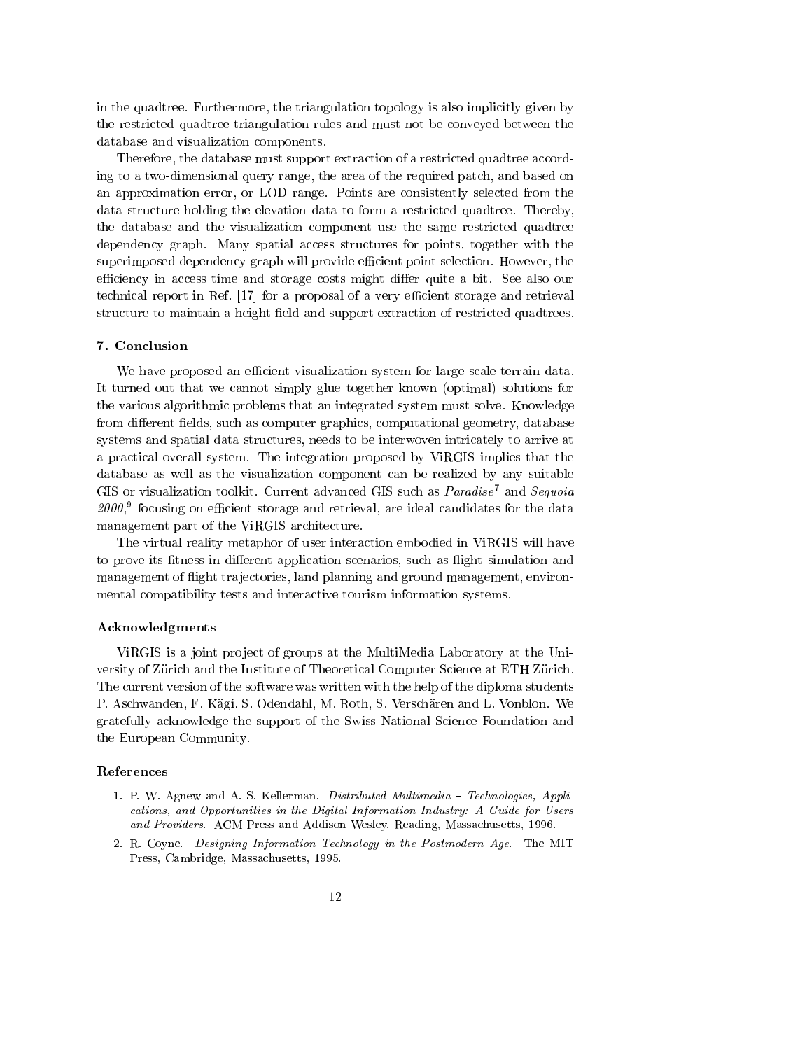in the quadtree. Furthermore, the triangulation topology is also implicitly given by the restricted quadtree triangulation rules and must not be conveyed between the database and visualization components.

Therefore, the database must support extraction of a restricted quadtree according to a two-dimensional query range, the area of the required patch, and based on an approximation error, or LOD range. Points are consistently selected from the data structure holding the elevation data to form a restricted quadtree. Thereby, the database and the visualization component use the same restricted quadtree dependency graph. Many spatial access structures for points, together with the superimposed dependency graph will provide efficient point selection. However, the efficiency in access time and storage costs might differ quite a bit. See also our technical report in Ref. [17] for a proposal of a very efficient storage and retrieval structure to maintain a height field and support extraction of restricted quadtrees.

## 7. Conclusion

We have proposed an efficient visualization system for large scale terrain data. It turned out that we cannot simply glue together known (optimal) solutions for the various algorithmic problems that an integrated system must solve. Knowledge from different fields, such as computer graphics, computational geometry, database systems and spatial data structures, needs to be interwoven intricately to arrive at a practical overall system. The integration proposed by ViRGIS implies that the database as well as the visualization component can be realized by any suitable GIS or visualization toolkit. Current advanced GIS such as *Paradise*[7] and *Sequoia 2000*,[9] focusing on efficient storage and retrieval, are ideal candidates for the data management part of the ViRGIS architecture.

The virtual reality metaphor of user interaction embodied in ViRGIS will have to prove its fitness in different application scenarios, such as flight simulation and management of flight trajectories, land planning and ground management, environmental compatibility tests and interactive tourism information systems.

## Acknowledgments

ViRGIS is a joint project of groups at the MultiMedia Laboratory at the University of Zürich and the Institute of Theoretical Computer Science at ETH Zürich. The current version of the software was written with the help of the diploma students P. Aschwanden, F. Kägi, S. Odendahl, M. Roth, S. Verschären and L. Vonblon. We gratefully acknowledge the support of the Swiss National Science Foundation and the European Community.

## References

1. P. W. Agnew and A. S. Kellerman. *Distributed Multimedia – Technologies, Applications, and Opportunities in the Digital Information Industry: A Guide for Users and Providers*. ACM Press and Addison Wesley, Reading, Massachusetts, 1996.
2. R. Coyne. *Designing Information Technology in the Postmodern Age*. The MIT Press, Cambridge, Massachusetts, 1995.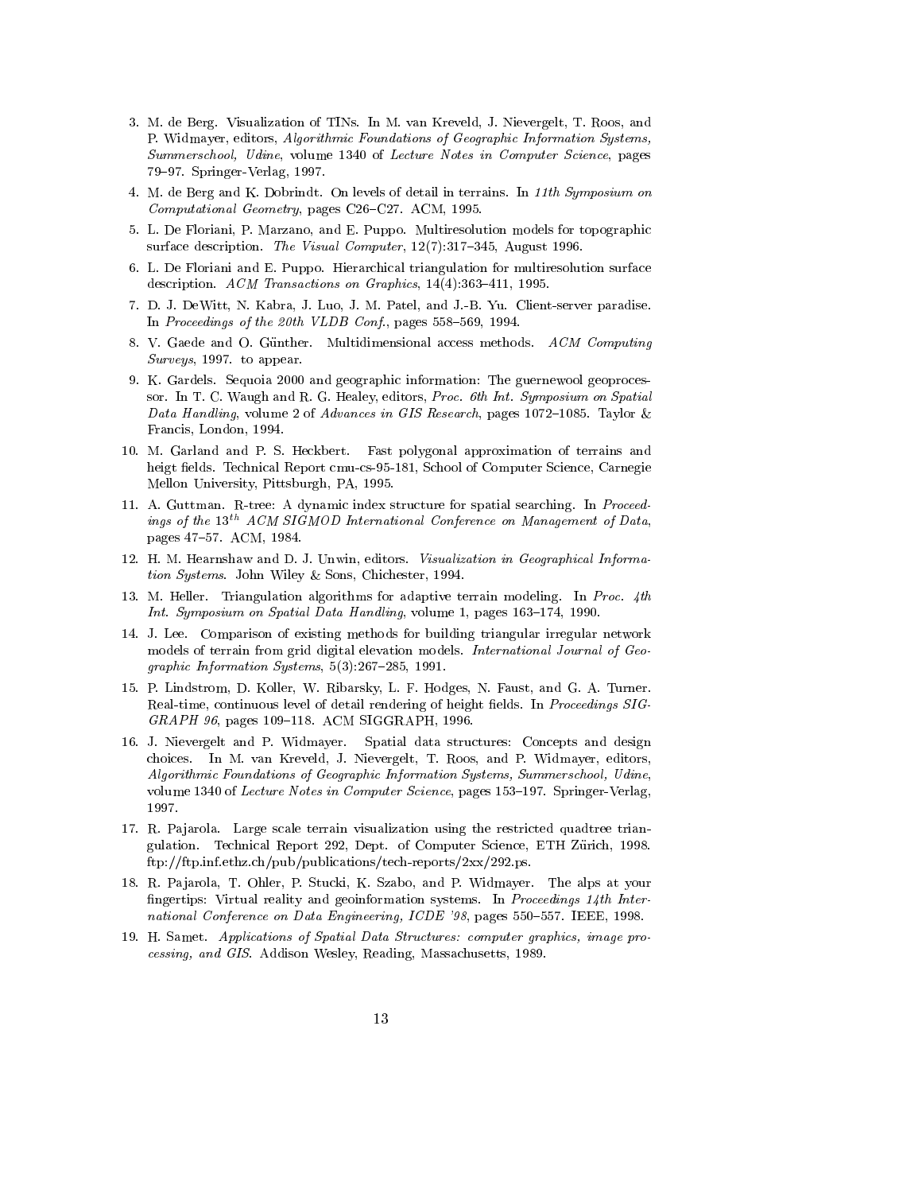3. M. de Berg. Visualization of TINs. In M. van Kreveld, J. Nievergelt, T. Roos, and P. Widmayer, editors, *Algorithmic Foundations of Geographic Information Systems, Summerschool, Udine*, volume 1340 of *Lecture Notes in Computer Science*, pages 79–97. Springer-Verlag, 1997.
4. M. de Berg and K. Dobrindt. On levels of detail in terrains. In *11th Symposium on Computational Geometry*, pages C26–C27. ACM, 1995.
5. L. De Floriani, P. Marzano, and E. Puppo. Multiresolution models for topographic surface description. *The Visual Computer*, 12(7):317–345, August 1996.
6. L. De Floriani and E. Puppo. Hierarchical triangulation for multiresolution surface description. *ACM Transactions on Graphics*, 14(4):363–411, 1995.
7. D. J. DeWitt, N. Kabra, J. Luo, J. M. Patel, and J.-B. Yu. Client-server paradise. In *Proceedings of the 20th VLDB Conf.*, pages 558–569, 1994.
8. V. Gaede and O. Günther. Multidimensional access methods. *ACM Computing Surveys*, 1997. to appear.
9. K. Gardels. Sequoia 2000 and geographic information: The guernewool geoprocessor. In T. C. Waugh and R. G. Healey, editors, *Proc. 6th Int. Symposium on Spatial Data Handling*, volume 2 of *Advances in GIS Research*, pages 1072–1085. Taylor & Francis, London, 1994.
10. M. Garland and P. S. Heckbert. Fast polygonal approximation of terrains and heigt fields. Technical Report cmu-cs-95-181, School of Computer Science, Carnegie Mellon University, Pittsburgh, PA, 1995.
11. A. Guttman. R-tree: A dynamic index structure for spatial searching. In *Proceedings of the $13^{th}$ ACM SIGMOD International Conference on Management of Data*, pages 47–57. ACM, 1984.
12. H. M. Hearnshaw and D. J. Unwin, editors. *Visualization in Geographical Information Systems*. John Wiley & Sons, Chichester, 1994.
13. M. Heller. Triangulation algorithms for adaptive terrain modeling. In *Proc. 4th Int. Symposium on Spatial Data Handling*, volume 1, pages 163–174, 1990.
14. J. Lee. Comparison of existing methods for building triangular irregular network models of terrain from grid digital elevation models. *International Journal of Geographic Information Systems*, 5(3):267–285, 1991.
15. P. Lindstrom, D. Koller, W. Ribarsky, L. F. Hodges, N. Faust, and G. A. Turner. Real-time, continuous level of detail rendering of height fields. In *Proceedings SIGGRAPH 96*, pages 109–118. ACM SIGGRAPH, 1996.
16. J. Nievergelt and P. Widmayer. Spatial data structures: Concepts and design choices. In M. van Kreveld, J. Nievergelt, T. Roos, and P. Widmayer, editors, *Algorithmic Foundations of Geographic Information Systems, Summerschool, Udine*, volume 1340 of *Lecture Notes in Computer Science*, pages 153–197. Springer-Verlag, 1997.
17. R. Pajarola. Large scale terrain visualization using the restricted quadtree triangulation. Technical Report 292, Dept. of Computer Science, ETH Zürich, 1998. ftp://ftp.inf.ethz.ch/pub/publications/tech-reports/2xx/292.ps.
18. R. Pajarola, T. Ohler, P. Stucki, K. Szabo, and P. Widmayer. The alps at your fingertips: Virtual reality and geoinformation systems. In *Proceedings 14th International Conference on Data Engineering, ICDE '98*, pages 550–557. IEEE, 1998.
19. H. Samet. *Applications of Spatial Data Structures: computer graphics, image processing, and GIS*. Addison Wesley, Reading, Massachusetts, 1989.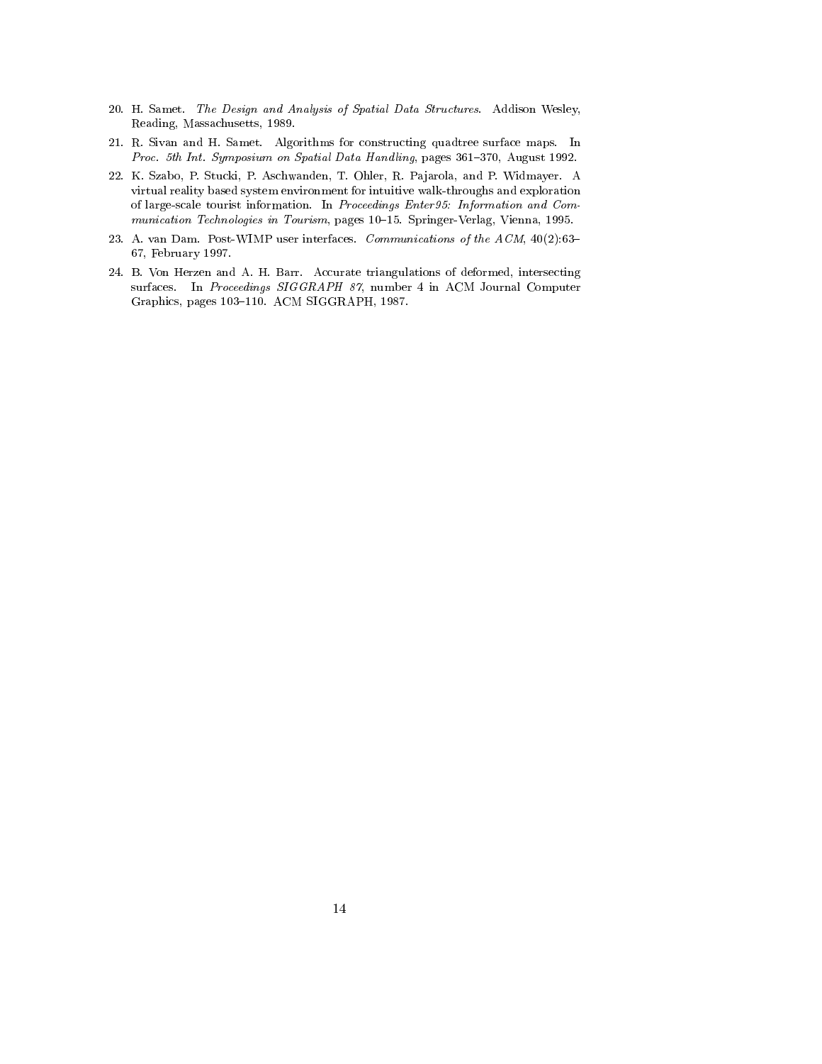20. H. Samet. *The Design and Analysis of Spatial Data Structures*. Addison Wesley, Reading, Massachusetts, 1989.
21. R. Sivan and H. Samet. Algorithms for constructing quadtree surface maps. In *Proc. 5th Int. Symposium on Spatial Data Handling*, pages 361–370, August 1992.
22. K. Szabo, P. Stucki, P. Aschwanden, T. Ohler, R. Pajarola, and P. Widmayer. A virtual reality based system environment for intuitive walk-throughs and exploration of large-scale tourist information. In *Proceedings Enter95: Information and Communication Technologies in Tourism*, pages 10–15. Springer-Verlag, Vienna, 1995.
23. A. van Dam. Post-WIMP user interfaces. *Communications of the ACM*, 40(2):63–67, February 1997.
24. B. Von Herzen and A. H. Barr. Accurate triangulations of deformed, intersecting surfaces. In *Proceedings SIGGRAPH 87*, number 4 in ACM Journal Computer Graphics, pages 103–110. ACM SIGGRAPH, 1987.